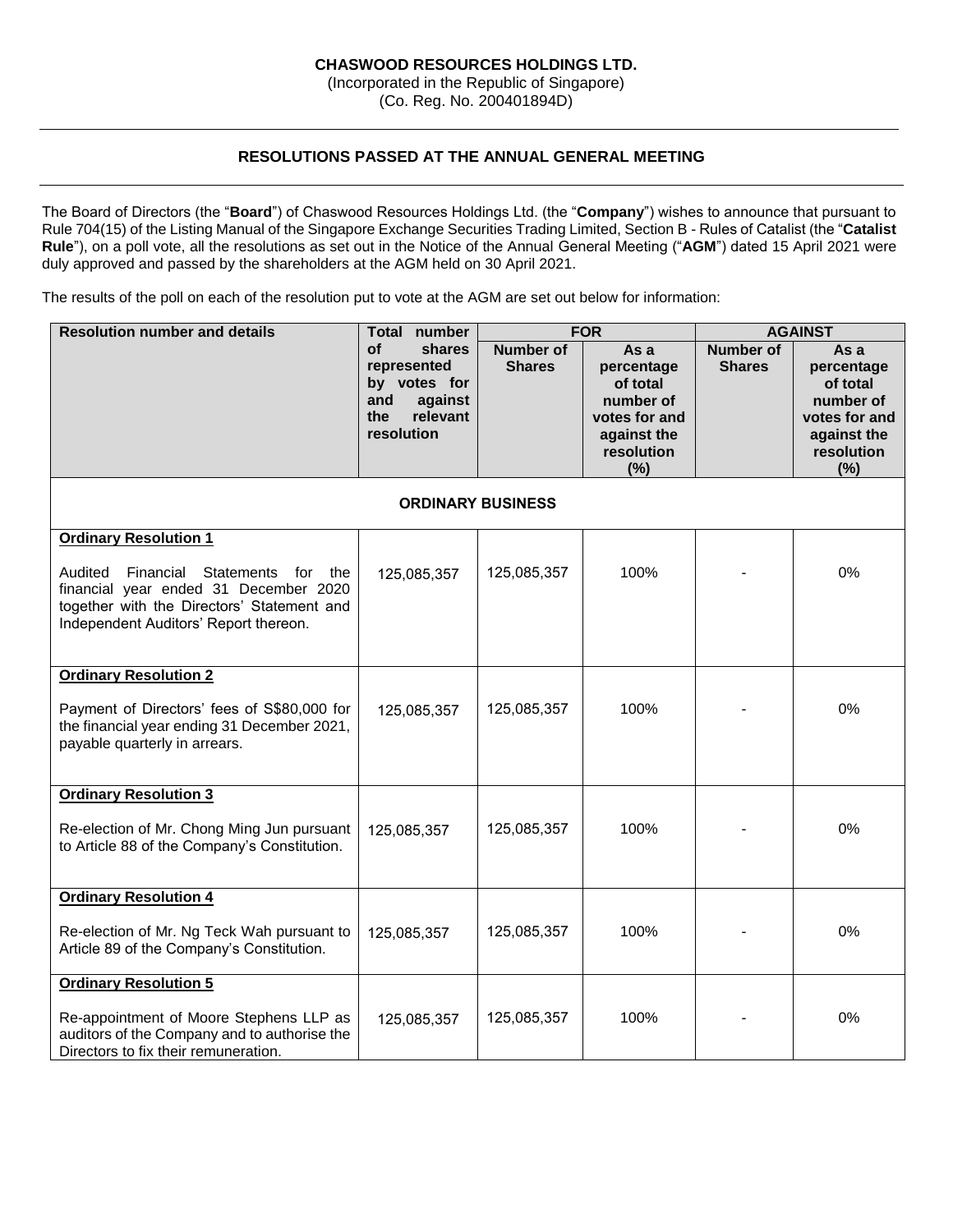**CHASWOOD RESOURCES HOLDINGS LTD.**
(Incorporated in the Republic of Singapore)
(Co. Reg. No. 200401894D)

---

## RESOLUTIONS PASSED AT THE ANNUAL GENERAL MEETING

---

The Board of Directors (the "**Board**") of Chaswood Resources Holdings Ltd. (the "**Company**") wishes to announce that pursuant to Rule 704(15) of the Listing Manual of the Singapore Exchange Securities Trading Limited, Section B - Rules of Catalist (the "**Catalist Rule**"), on a poll vote, all the resolutions as set out in the Notice of the Annual General Meeting ("**AGM**") dated 15 April 2021 were duly approved and passed by the shareholders at the AGM held on 30 April 2021.

The results of the poll on each of the resolution put to vote at the AGM are set out below for information:

| Resolution number and details | Total number of shares represented by votes for and against the relevant resolution | FOR | | AGAINST | |
|---|---|---|---|---|---|
| | | Number of Shares | As a percentage of total number of votes for and against the resolution (%) | Number of Shares | As a percentage of total number of votes for and against the resolution (%) |
| **ORDINARY BUSINESS** | | | | | |
| **Ordinary Resolution 1**<br>Audited Financial Statements for the financial year ended 31 December 2020 together with the Directors' Statement and Independent Auditors' Report thereon. | 125,085,357 | 125,085,357 | 100% | - | 0% |
| **Ordinary Resolution 2**<br>Payment of Directors' fees of S$80,000 for the financial year ending 31 December 2021, payable quarterly in arrears. | 125,085,357 | 125,085,357 | 100% | - | 0% |
| **Ordinary Resolution 3**<br>Re-election of Mr. Chong Ming Jun pursuant to Article 88 of the Company's Constitution. | 125,085,357 | 125,085,357 | 100% | - | 0% |
| **Ordinary Resolution 4**<br>Re-election of Mr. Ng Teck Wah pursuant to Article 89 of the Company's Constitution. | 125,085,357 | 125,085,357 | 100% | - | 0% |
| **Ordinary Resolution 5**<br>Re-appointment of Moore Stephens LLP as auditors of the Company and to authorise the Directors to fix their remuneration. | 125,085,357 | 125,085,357 | 100% | - | 0% |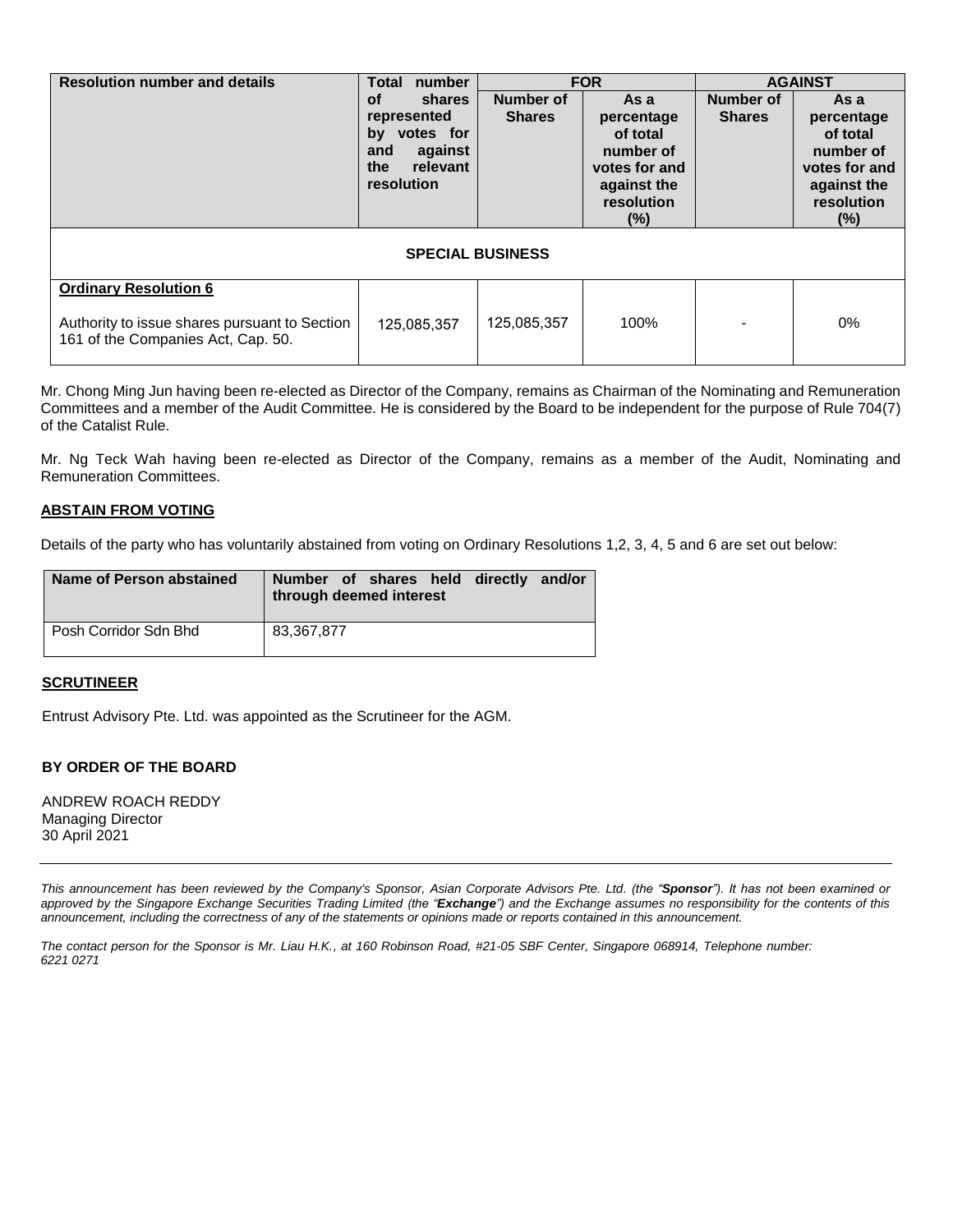| Resolution number and details | Total number of shares represented by votes for and against the relevant resolution | FOR | | AGAINST | |
|---|---|---|---|---|---|
| | | Number of Shares | As a percentage of total number of votes for and against the resolution (%) | Number of Shares | As a percentage of total number of votes for and against the resolution (%) |
| **SPECIAL BUSINESS** | | | | | |
| **Ordinary Resolution 6**<br><br>Authority to issue shares pursuant to Section 161 of the Companies Act, Cap. 50. | 125,085,357 | 125,085,357 | 100% | - | 0% |

Mr. Chong Ming Jun having been re-elected as Director of the Company, remains as Chairman of the Nominating and Remuneration Committees and a member of the Audit Committee. He is considered by the Board to be independent for the purpose of Rule 704(7) of the Catalist Rule.

Mr. Ng Teck Wah having been re-elected as Director of the Company, remains as a member of the Audit, Nominating and Remuneration Committees.

**ABSTAIN FROM VOTING**

Details of the party who has voluntarily abstained from voting on Ordinary Resolutions 1,2, 3, 4, 5 and 6 are set out below:

| Name of Person abstained | Number of shares held directly and/or through deemed interest |
|---|---|
| Posh Corridor Sdn Bhd | 83,367,877 |

**SCRUTINEER**

Entrust Advisory Pte. Ltd. was appointed as the Scrutineer for the AGM.

**BY ORDER OF THE BOARD**

ANDREW ROACH REDDY
Managing Director
30 April 2021

---

*This announcement has been reviewed by the Company's Sponsor, Asian Corporate Advisors Pte. Ltd. (the "**Sponsor**"). It has not been examined or approved by the Singapore Exchange Securities Trading Limited (the "**Exchange**") and the Exchange assumes no responsibility for the contents of this announcement, including the correctness of any of the statements or opinions made or reports contained in this announcement.*

*The contact person for the Sponsor is Mr. Liau H.K., at 160 Robinson Road, #21-05 SBF Center, Singapore 068914, Telephone number: 6221 0271*